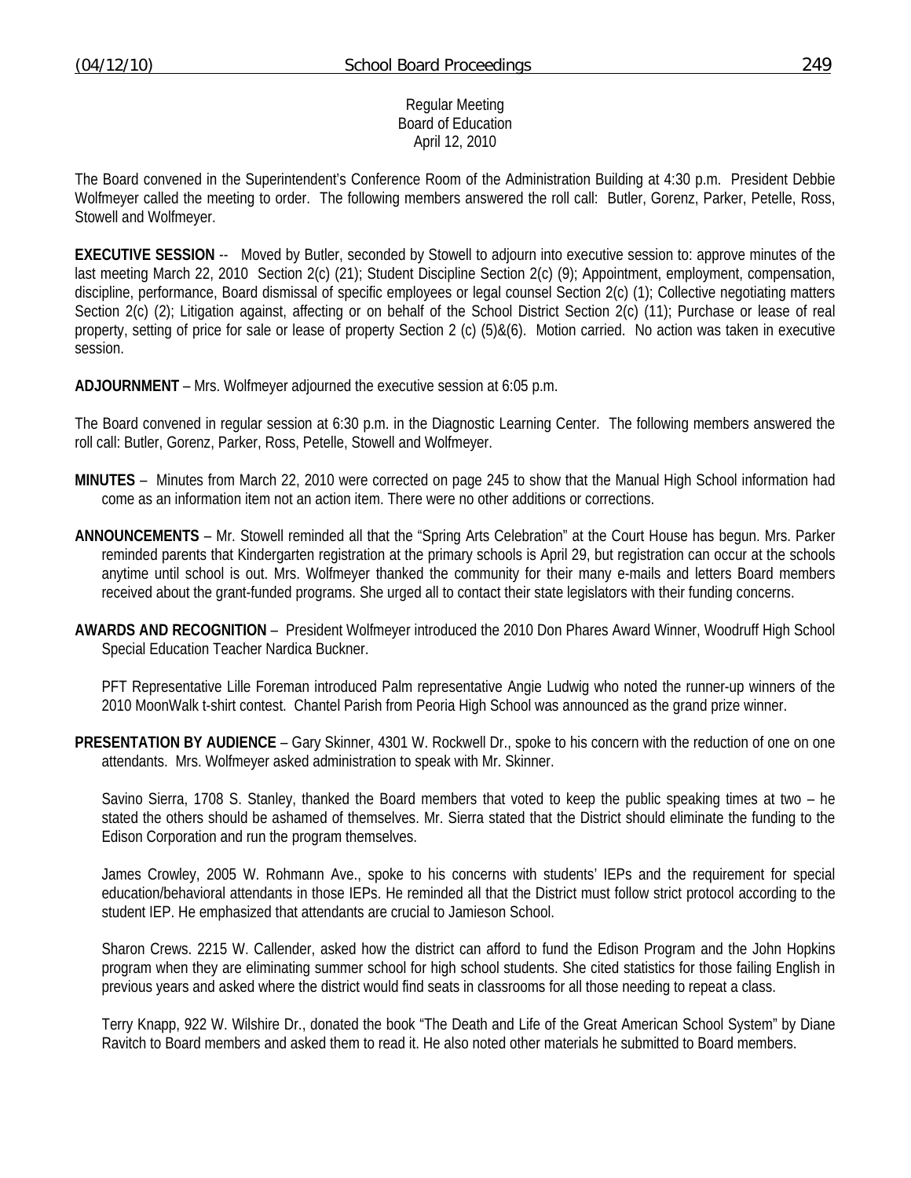Regular Meeting
Board of Education
April 12, 2010

The Board convened in the Superintendent's Conference Room of the Administration Building at 4:30 p.m. President Debbie Wolfmeyer called the meeting to order. The following members answered the roll call: Butler, Gorenz, Parker, Petelle, Ross, Stowell and Wolfmeyer.

**EXECUTIVE SESSION** -- Moved by Butler, seconded by Stowell to adjourn into executive session to: approve minutes of the last meeting March 22, 2010 Section 2(c) (21); Student Discipline Section 2(c) (9); Appointment, employment, compensation, discipline, performance, Board dismissal of specific employees or legal counsel Section 2(c) (1); Collective negotiating matters Section 2(c) (2); Litigation against, affecting or on behalf of the School District Section 2(c) (11); Purchase or lease of real property, setting of price for sale or lease of property Section 2 (c) (5)&(6). Motion carried. No action was taken in executive session.

**ADJOURNMENT** – Mrs. Wolfmeyer adjourned the executive session at 6:05 p.m.

The Board convened in regular session at 6:30 p.m. in the Diagnostic Learning Center. The following members answered the roll call: Butler, Gorenz, Parker, Ross, Petelle, Stowell and Wolfmeyer.

**MINUTES** – Minutes from March 22, 2010 were corrected on page 245 to show that the Manual High School information had come as an information item not an action item. There were no other additions or corrections.

**ANNOUNCEMENTS** – Mr. Stowell reminded all that the "Spring Arts Celebration" at the Court House has begun. Mrs. Parker reminded parents that Kindergarten registration at the primary schools is April 29, but registration can occur at the schools anytime until school is out. Mrs. Wolfmeyer thanked the community for their many e-mails and letters Board members received about the grant-funded programs. She urged all to contact their state legislators with their funding concerns.

**AWARDS AND RECOGNITION** – President Wolfmeyer introduced the 2010 Don Phares Award Winner, Woodruff High School Special Education Teacher Nardica Buckner.

PFT Representative Lille Foreman introduced Palm representative Angie Ludwig who noted the runner-up winners of the 2010 MoonWalk t-shirt contest. Chantel Parish from Peoria High School was announced as the grand prize winner.

**PRESENTATION BY AUDIENCE** – Gary Skinner, 4301 W. Rockwell Dr., spoke to his concern with the reduction of one on one attendants. Mrs. Wolfmeyer asked administration to speak with Mr. Skinner.

Savino Sierra, 1708 S. Stanley, thanked the Board members that voted to keep the public speaking times at two – he stated the others should be ashamed of themselves. Mr. Sierra stated that the District should eliminate the funding to the Edison Corporation and run the program themselves.

James Crowley, 2005 W. Rohmann Ave., spoke to his concerns with students' IEPs and the requirement for special education/behavioral attendants in those IEPs. He reminded all that the District must follow strict protocol according to the student IEP. He emphasized that attendants are crucial to Jamieson School.

Sharon Crews. 2215 W. Callender, asked how the district can afford to fund the Edison Program and the John Hopkins program when they are eliminating summer school for high school students. She cited statistics for those failing English in previous years and asked where the district would find seats in classrooms for all those needing to repeat a class.

Terry Knapp, 922 W. Wilshire Dr., donated the book "The Death and Life of the Great American School System" by Diane Ravitch to Board members and asked them to read it. He also noted other materials he submitted to Board members.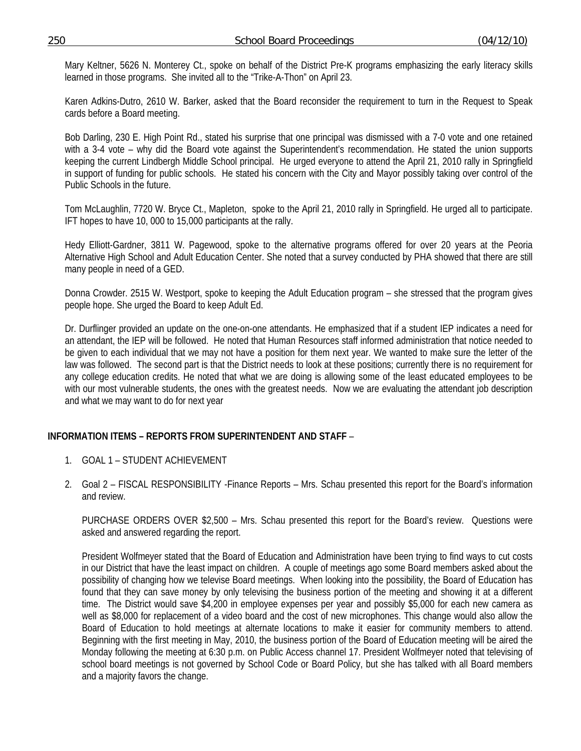Mary Keltner, 5626 N. Monterey Ct., spoke on behalf of the District Pre-K programs emphasizing the early literacy skills learned in those programs. She invited all to the "Trike-A-Thon" on April 23.

Karen Adkins-Dutro, 2610 W. Barker, asked that the Board reconsider the requirement to turn in the Request to Speak cards before a Board meeting.

Bob Darling, 230 E. High Point Rd., stated his surprise that one principal was dismissed with a 7-0 vote and one retained with a 3-4 vote – why did the Board vote against the Superintendent's recommendation. He stated the union supports keeping the current Lindbergh Middle School principal. He urged everyone to attend the April 21, 2010 rally in Springfield in support of funding for public schools. He stated his concern with the City and Mayor possibly taking over control of the Public Schools in the future.

Tom McLaughlin, 7720 W. Bryce Ct., Mapleton, spoke to the April 21, 2010 rally in Springfield. He urged all to participate. IFT hopes to have 10, 000 to 15,000 participants at the rally.

Hedy Elliott-Gardner, 3811 W. Pagewood, spoke to the alternative programs offered for over 20 years at the Peoria Alternative High School and Adult Education Center. She noted that a survey conducted by PHA showed that there are still many people in need of a GED.

Donna Crowder. 2515 W. Westport, spoke to keeping the Adult Education program – she stressed that the program gives people hope. She urged the Board to keep Adult Ed.

Dr. Durflinger provided an update on the one-on-one attendants. He emphasized that if a student IEP indicates a need for an attendant, the IEP will be followed. He noted that Human Resources staff informed administration that notice needed to be given to each individual that we may not have a position for them next year. We wanted to make sure the letter of the law was followed. The second part is that the District needs to look at these positions; currently there is no requirement for any college education credits. He noted that what we are doing is allowing some of the least educated employees to be with our most vulnerable students, the ones with the greatest needs. Now we are evaluating the attendant job description and what we may want to do for next year

**INFORMATION ITEMS – REPORTS FROM SUPERINTENDENT AND STAFF** –

1. GOAL 1 – STUDENT ACHIEVEMENT

2. Goal 2 – FISCAL RESPONSIBILITY -Finance Reports – Mrs. Schau presented this report for the Board's information and review.

   PURCHASE ORDERS OVER $2,500 – Mrs. Schau presented this report for the Board's review. Questions were asked and answered regarding the report.

   President Wolfmeyer stated that the Board of Education and Administration have been trying to find ways to cut costs in our District that have the least impact on children. A couple of meetings ago some Board members asked about the possibility of changing how we televise Board meetings. When looking into the possibility, the Board of Education has found that they can save money by only televising the business portion of the meeting and showing it at a different time. The District would save $4,200 in employee expenses per year and possibly $5,000 for each new camera as well as $8,000 for replacement of a video board and the cost of new microphones. This change would also allow the Board of Education to hold meetings at alternate locations to make it easier for community members to attend. Beginning with the first meeting in May, 2010, the business portion of the Board of Education meeting will be aired the Monday following the meeting at 6:30 p.m. on Public Access channel 17. President Wolfmeyer noted that televising of school board meetings is not governed by School Code or Board Policy, but she has talked with all Board members and a majority favors the change.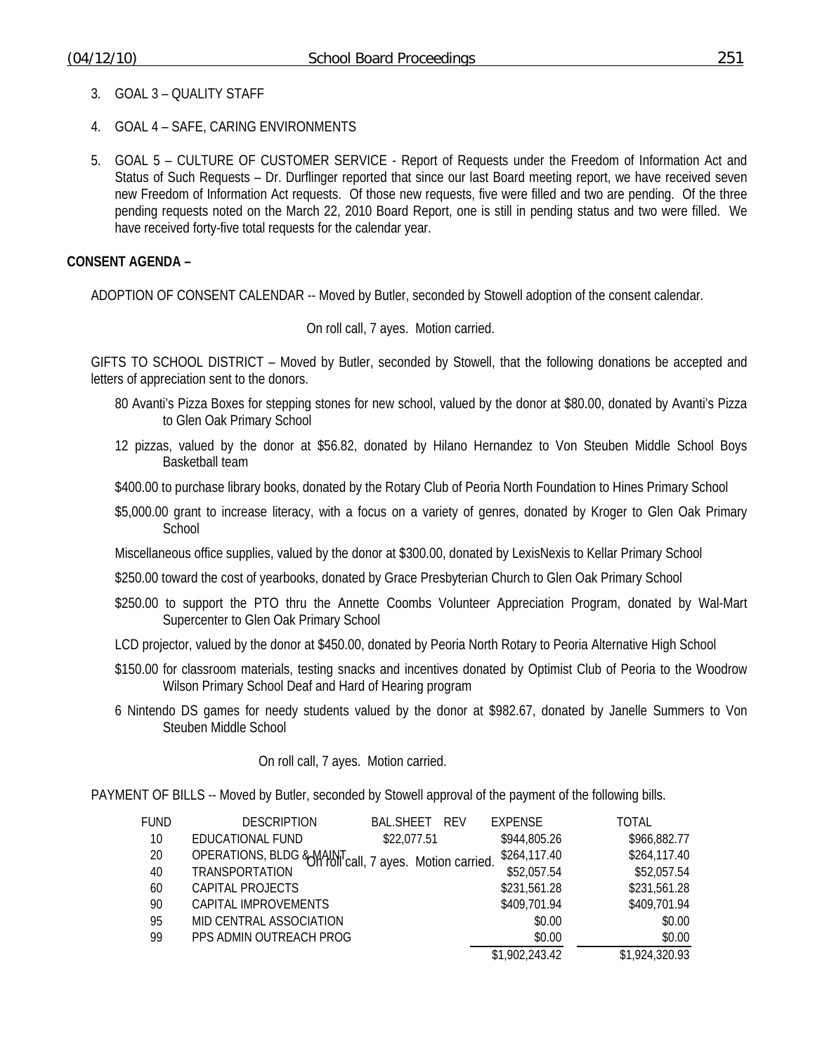3. GOAL 3 – QUALITY STAFF

4. GOAL 4 – SAFE, CARING ENVIRONMENTS

5. GOAL 5 – CULTURE OF CUSTOMER SERVICE - Report of Requests under the Freedom of Information Act and Status of Such Requests – Dr. Durflinger reported that since our last Board meeting report, we have received seven new Freedom of Information Act requests. Of those new requests, five were filled and two are pending. Of the three pending requests noted on the March 22, 2010 Board Report, one is still in pending status and two were filled. We have received forty-five total requests for the calendar year.

**CONSENT AGENDA –**

ADOPTION OF CONSENT CALENDAR -- Moved by Butler, seconded by Stowell adoption of the consent calendar.

On roll call, 7 ayes. Motion carried.

GIFTS TO SCHOOL DISTRICT – Moved by Butler, seconded by Stowell, that the following donations be accepted and letters of appreciation sent to the donors.

80 Avanti's Pizza Boxes for stepping stones for new school, valued by the donor at $80.00, donated by Avanti's Pizza to Glen Oak Primary School

12 pizzas, valued by the donor at $56.82, donated by Hilano Hernandez to Von Steuben Middle School Boys Basketball team

$400.00 to purchase library books, donated by the Rotary Club of Peoria North Foundation to Hines Primary School

$5,000.00 grant to increase literacy, with a focus on a variety of genres, donated by Kroger to Glen Oak Primary School

Miscellaneous office supplies, valued by the donor at $300.00, donated by LexisNexis to Kellar Primary School

$250.00 toward the cost of yearbooks, donated by Grace Presbyterian Church to Glen Oak Primary School

$250.00 to support the PTO thru the Annette Coombs Volunteer Appreciation Program, donated by Wal-Mart Supercenter to Glen Oak Primary School

LCD projector, valued by the donor at $450.00, donated by Peoria North Rotary to Peoria Alternative High School

$150.00 for classroom materials, testing snacks and incentives donated by Optimist Club of Peoria to the Woodrow Wilson Primary School Deaf and Hard of Hearing program

6 Nintendo DS games for needy students valued by the donor at $982.67, donated by Janelle Summers to Von Steuben Middle School

On roll call, 7 ayes. Motion carried.

PAYMENT OF BILLS -- Moved by Butler, seconded by Stowell approval of the payment of the following bills.

| FUND | DESCRIPTION | BAL.SHEET | REV | EXPENSE | TOTAL |
|---|---|---|---|---|---|
| 10 | EDUCATIONAL FUND | $22,077.51 | | $944,805.26 | $966,882.77 |
| 20 | OPERATIONS, BLDG & MAINT | | | $264,117.40 | $264,117.40 |
| 40 | TRANSPORTATION | | | $52,057.54 | $52,057.54 |
| 60 | CAPITAL PROJECTS | | | $231,561.28 | $231,561.28 |
| 90 | CAPITAL IMPROVEMENTS | | | $409,701.94 | $409,701.94 |
| 95 | MID CENTRAL ASSOCIATION | | | $0.00 | $0.00 |
| 99 | PPS ADMIN OUTREACH PROG | | | $0.00 | $0.00 |
| | | | | $1,902,243.42 | $1,924,320.93 |

On roll call, 7 ayes. Motion carried.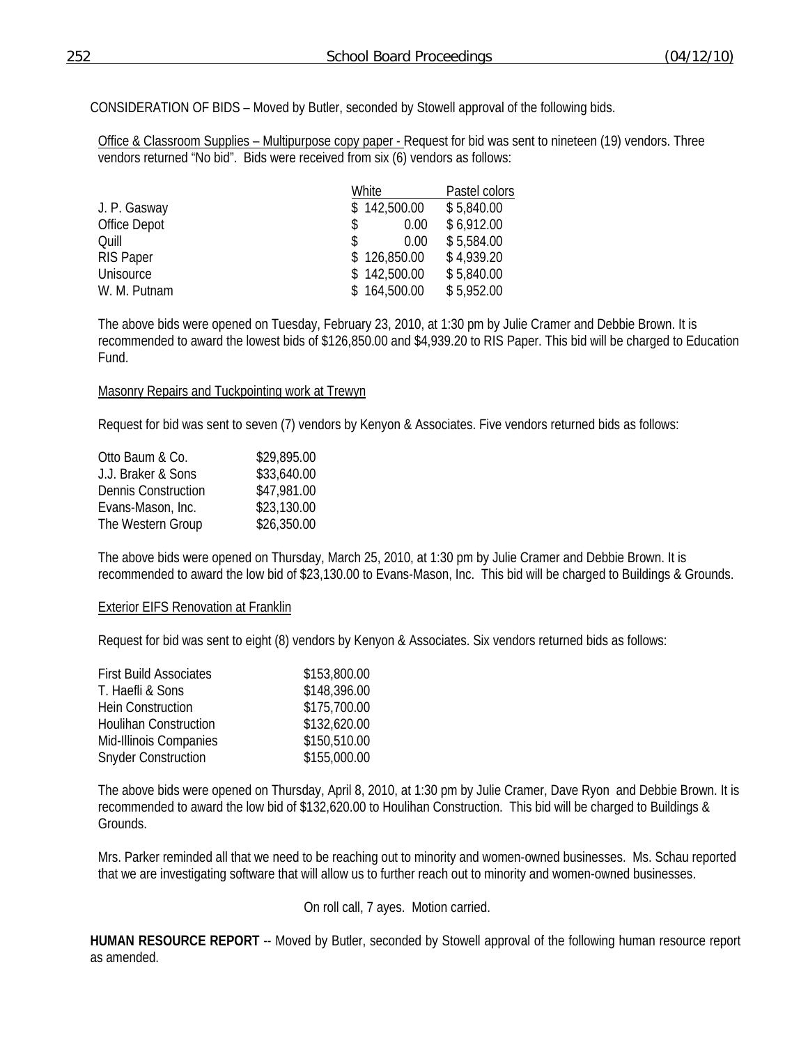CONSIDERATION OF BIDS – Moved by Butler, seconded by Stowell approval of the following bids.

Office & Classroom Supplies – Multipurpose copy paper - Request for bid was sent to nineteen (19) vendors. Three vendors returned "No bid". Bids were received from six (6) vendors as follows:

| | White | Pastel colors |
|---|---|---|
| J. P. Gasway | $ 142,500.00 | $ 5,840.00 |
| Office Depot | $ 0.00 | $ 6,912.00 |
| Quill | $ 0.00 | $ 5,584.00 |
| RIS Paper | $ 126,850.00 | $ 4,939.20 |
| Unisource | $ 142,500.00 | $ 5,840.00 |
| W. M. Putnam | $ 164,500.00 | $ 5,952.00 |

The above bids were opened on Tuesday, February 23, 2010, at 1:30 pm by Julie Cramer and Debbie Brown. It is recommended to award the lowest bids of $126,850.00 and $4,939.20 to RIS Paper. This bid will be charged to Education Fund.

Masonry Repairs and Tuckpointing work at Trewyn

Request for bid was sent to seven (7) vendors by Kenyon & Associates. Five vendors returned bids as follows:

| | |
|---|---|
| Otto Baum & Co. | $29,895.00 |
| J.J. Braker & Sons | $33,640.00 |
| Dennis Construction | $47,981.00 |
| Evans-Mason, Inc. | $23,130.00 |
| The Western Group | $26,350.00 |

The above bids were opened on Thursday, March 25, 2010, at 1:30 pm by Julie Cramer and Debbie Brown. It is recommended to award the low bid of $23,130.00 to Evans-Mason, Inc. This bid will be charged to Buildings & Grounds.

Exterior EIFS Renovation at Franklin

Request for bid was sent to eight (8) vendors by Kenyon & Associates. Six vendors returned bids as follows:

| | |
|---|---|
| First Build Associates | $153,800.00 |
| T. Haefli & Sons | $148,396.00 |
| Hein Construction | $175,700.00 |
| Houlihan Construction | $132,620.00 |
| Mid-Illinois Companies | $150,510.00 |
| Snyder Construction | $155,000.00 |

The above bids were opened on Thursday, April 8, 2010, at 1:30 pm by Julie Cramer, Dave Ryon and Debbie Brown. It is recommended to award the low bid of $132,620.00 to Houlihan Construction. This bid will be charged to Buildings & Grounds.

Mrs. Parker reminded all that we need to be reaching out to minority and women-owned businesses. Ms. Schau reported that we are investigating software that will allow us to further reach out to minority and women-owned businesses.

On roll call, 7 ayes. Motion carried.

**HUMAN RESOURCE REPORT** -- Moved by Butler, seconded by Stowell approval of the following human resource report as amended.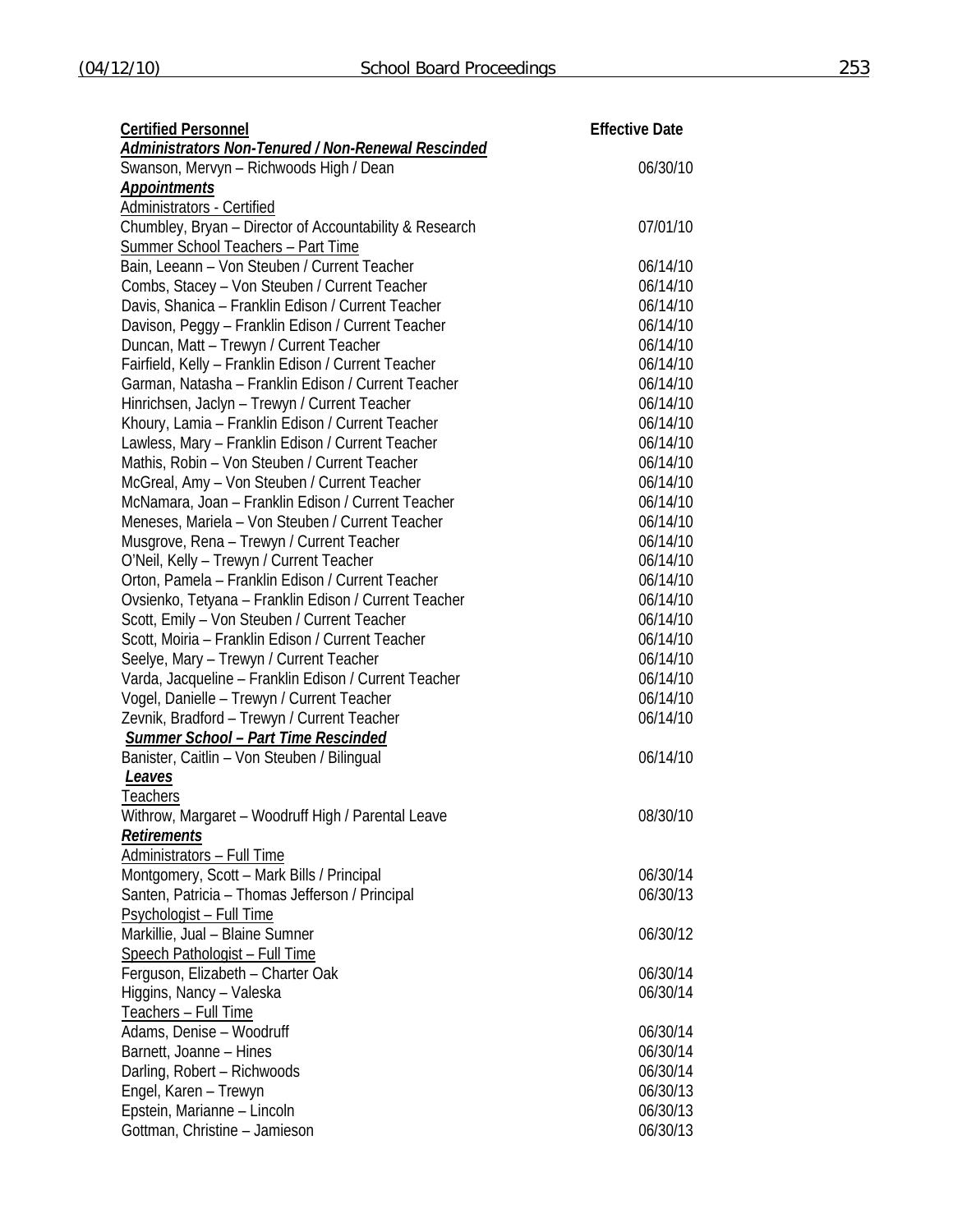| **Certified Personnel** | **Effective Date** |
|---|---|
| ***Administrators Non-Tenured / Non-Renewal Rescinded*** | |
| Swanson, Mervyn – Richwoods High / Dean | 06/30/10 |
| ***Appointments*** | |
| Administrators - Certified | |
| Chumbley, Bryan – Director of Accountability & Research | 07/01/10 |
| Summer School Teachers – Part Time | |
| Bain, Leeann – Von Steuben / Current Teacher | 06/14/10 |
| Combs, Stacey – Von Steuben / Current Teacher | 06/14/10 |
| Davis, Shanica – Franklin Edison / Current Teacher | 06/14/10 |
| Davison, Peggy – Franklin Edison / Current Teacher | 06/14/10 |
| Duncan, Matt – Trewyn / Current Teacher | 06/14/10 |
| Fairfield, Kelly – Franklin Edison / Current Teacher | 06/14/10 |
| Garman, Natasha – Franklin Edison / Current Teacher | 06/14/10 |
| Hinrichsen, Jaclyn – Trewyn / Current Teacher | 06/14/10 |
| Khoury, Lamia – Franklin Edison / Current Teacher | 06/14/10 |
| Lawless, Mary – Franklin Edison / Current Teacher | 06/14/10 |
| Mathis, Robin – Von Steuben / Current Teacher | 06/14/10 |
| McGreal, Amy – Von Steuben / Current Teacher | 06/14/10 |
| McNamara, Joan – Franklin Edison / Current Teacher | 06/14/10 |
| Meneses, Mariela – Von Steuben / Current Teacher | 06/14/10 |
| Musgrove, Rena – Trewyn / Current Teacher | 06/14/10 |
| O'Neil, Kelly – Trewyn / Current Teacher | 06/14/10 |
| Orton, Pamela – Franklin Edison / Current Teacher | 06/14/10 |
| Ovsienko, Tetyana – Franklin Edison / Current Teacher | 06/14/10 |
| Scott, Emily – Von Steuben / Current Teacher | 06/14/10 |
| Scott, Moiria – Franklin Edison / Current Teacher | 06/14/10 |
| Seelye, Mary – Trewyn / Current Teacher | 06/14/10 |
| Varda, Jacqueline – Franklin Edison / Current Teacher | 06/14/10 |
| Vogel, Danielle – Trewyn / Current Teacher | 06/14/10 |
| Zevnik, Bradford – Trewyn / Current Teacher | 06/14/10 |
| ***Summer School – Part Time Rescinded*** | |
| Banister, Caitlin – Von Steuben / Bilingual | 06/14/10 |
| ***Leaves*** | |
| Teachers | |
| Withrow, Margaret – Woodruff High / Parental Leave | 08/30/10 |
| ***Retirements*** | |
| Administrators – Full Time | |
| Montgomery, Scott – Mark Bills / Principal | 06/30/14 |
| Santen, Patricia – Thomas Jefferson / Principal | 06/30/13 |
| Psychologist – Full Time | |
| Markillie, Jual – Blaine Sumner | 06/30/12 |
| Speech Pathologist – Full Time | |
| Ferguson, Elizabeth – Charter Oak | 06/30/14 |
| Higgins, Nancy – Valeska | 06/30/14 |
| Teachers – Full Time | |
| Adams, Denise – Woodruff | 06/30/14 |
| Barnett, Joanne – Hines | 06/30/14 |
| Darling, Robert – Richwoods | 06/30/14 |
| Engel, Karen – Trewyn | 06/30/13 |
| Epstein, Marianne – Lincoln | 06/30/13 |
| Gottman, Christine – Jamieson | 06/30/13 |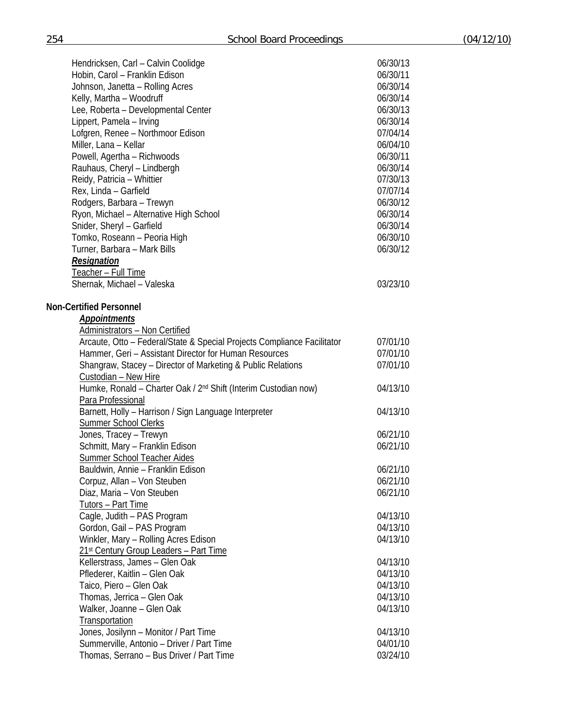| | |
|---|---|
| Hendricksen, Carl – Calvin Coolidge | 06/30/13 |
| Hobin, Carol – Franklin Edison | 06/30/11 |
| Johnson, Janetta – Rolling Acres | 06/30/14 |
| Kelly, Martha – Woodruff | 06/30/14 |
| Lee, Roberta – Developmental Center | 06/30/13 |
| Lippert, Pamela – Irving | 06/30/14 |
| Lofgren, Renee – Northmoor Edison | 07/04/14 |
| Miller, Lana – Kellar | 06/04/10 |
| Powell, Agertha – Richwoods | 06/30/11 |
| Rauhaus, Cheryl – Lindbergh | 06/30/14 |
| Reidy, Patricia – Whittier | 07/30/13 |
| Rex, Linda – Garfield | 07/07/14 |
| Rodgers, Barbara – Trewyn | 06/30/12 |
| Ryon, Michael – Alternative High School | 06/30/14 |
| Snider, Sheryl – Garfield | 06/30/14 |
| Tomko, Roseann – Peoria High | 06/30/10 |
| Turner, Barbara – Mark Bills | 06/30/12 |

***Resignation***

Teacher – Full Time

| | |
|---|---|
| Shernak, Michael – Valeska | 03/23/10 |

**Non-Certified Personnel**

***Appointments***

Administrators – Non Certified

| | |
|---|---|
| Arcaute, Otto – Federal/State & Special Projects Compliance Facilitator | 07/01/10 |
| Hammer, Geri – Assistant Director for Human Resources | 07/01/10 |
| Shangraw, Stacey – Director of Marketing & Public Relations | 07/01/10 |

Custodian – New Hire

| | |
|---|---|
| Humke, Ronald – Charter Oak / 2nd Shift (Interim Custodian now) | 04/13/10 |

Para Professional

| | |
|---|---|
| Barnett, Holly – Harrison / Sign Language Interpreter | 04/13/10 |

Summer School Clerks

| | |
|---|---|
| Jones, Tracey – Trewyn | 06/21/10 |
| Schmitt, Mary – Franklin Edison | 06/21/10 |

Summer School Teacher Aides

| | |
|---|---|
| Bauldwin, Annie – Franklin Edison | 06/21/10 |
| Corpuz, Allan – Von Steuben | 06/21/10 |
| Diaz, Maria – Von Steuben | 06/21/10 |

Tutors – Part Time

| | |
|---|---|
| Cagle, Judith – PAS Program | 04/13/10 |
| Gordon, Gail – PAS Program | 04/13/10 |
| Winkler, Mary – Rolling Acres Edison | 04/13/10 |

21st Century Group Leaders – Part Time

| | |
|---|---|
| Kellerstrass, James – Glen Oak | 04/13/10 |
| Pflederer, Kaitlin – Glen Oak | 04/13/10 |
| Taico, Piero – Glen Oak | 04/13/10 |
| Thomas, Jerrica – Glen Oak | 04/13/10 |
| Walker, Joanne – Glen Oak | 04/13/10 |

Transportation

| | |
|---|---|
| Jones, Josilynn – Monitor / Part Time | 04/13/10 |
| Summerville, Antonio – Driver / Part Time | 04/01/10 |
| Thomas, Serrano – Bus Driver / Part Time | 03/24/10 |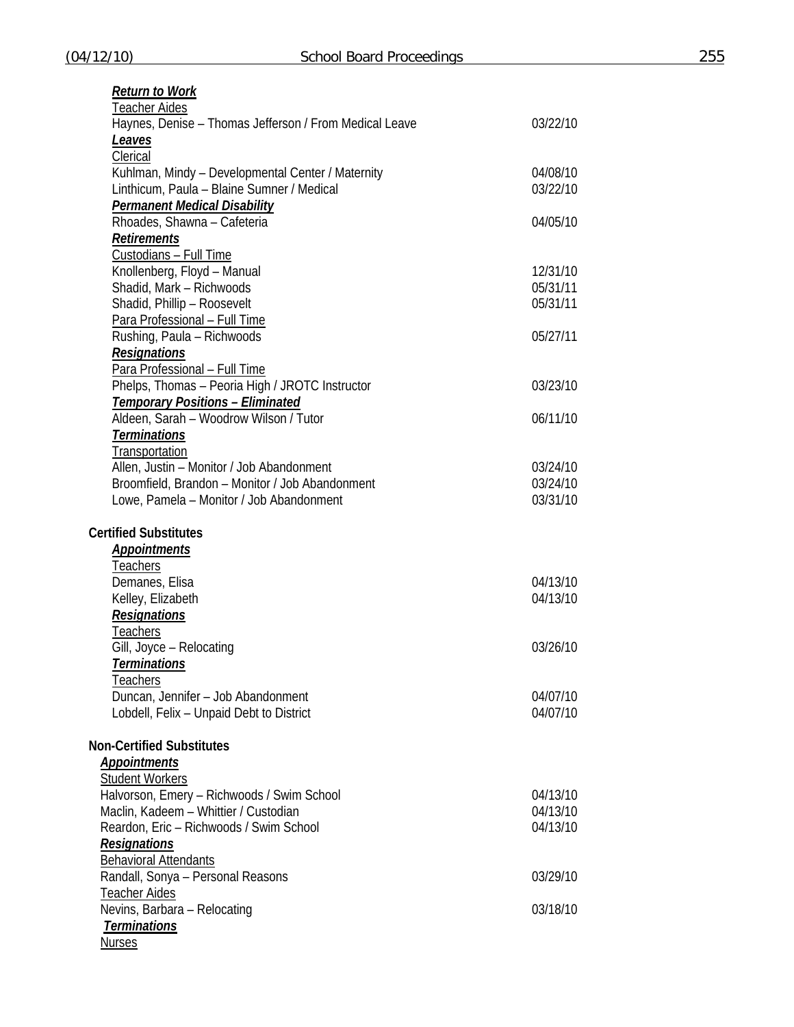***Return to Work***

Teacher Aides

| | |
|---|---|
| Haynes, Denise – Thomas Jefferson / From Medical Leave | 03/22/10 |

***Leaves***

Clerical

| | |
|---|---|
| Kuhlman, Mindy – Developmental Center / Maternity | 04/08/10 |
| Linthicum, Paula – Blaine Sumner / Medical | 03/22/10 |

***Permanent Medical Disability***

| | |
|---|---|
| Rhoades, Shawna – Cafeteria | 04/05/10 |

***Retirements***

Custodians – Full Time

| | |
|---|---|
| Knollenberg, Floyd – Manual | 12/31/10 |
| Shadid, Mark – Richwoods | 05/31/11 |
| Shadid, Phillip – Roosevelt | 05/31/11 |

Para Professional – Full Time

| | |
|---|---|
| Rushing, Paula – Richwoods | 05/27/11 |

***Resignations***

Para Professional – Full Time

| | |
|---|---|
| Phelps, Thomas – Peoria High / JROTC Instructor | 03/23/10 |

***Temporary Positions – Eliminated***

| | |
|---|---|
| Aldeen, Sarah – Woodrow Wilson / Tutor | 06/11/10 |

***Terminations***

Transportation

| | |
|---|---|
| Allen, Justin – Monitor / Job Abandonment | 03/24/10 |
| Broomfield, Brandon – Monitor / Job Abandonment | 03/24/10 |
| Lowe, Pamela – Monitor / Job Abandonment | 03/31/10 |

**Certified Substitutes**

***Appointments***

Teachers

| | |
|---|---|
| Demanes, Elisa | 04/13/10 |
| Kelley, Elizabeth | 04/13/10 |

***Resignations***

Teachers

| | |
|---|---|
| Gill, Joyce – Relocating | 03/26/10 |

***Terminations***

Teachers

| | |
|---|---|
| Duncan, Jennifer – Job Abandonment | 04/07/10 |
| Lobdell, Felix – Unpaid Debt to District | 04/07/10 |

**Non-Certified Substitutes**

***Appointments***

Student Workers

| | |
|---|---|
| Halvorson, Emery – Richwoods / Swim School | 04/13/10 |
| Maclin, Kadeem – Whittier / Custodian | 04/13/10 |
| Reardon, Eric – Richwoods / Swim School | 04/13/10 |

***Resignations***

Behavioral Attendants

| | |
|---|---|
| Randall, Sonya – Personal Reasons | 03/29/10 |

Teacher Aides

| | |
|---|---|
| Nevins, Barbara – Relocating | 03/18/10 |

***Terminations***

Nurses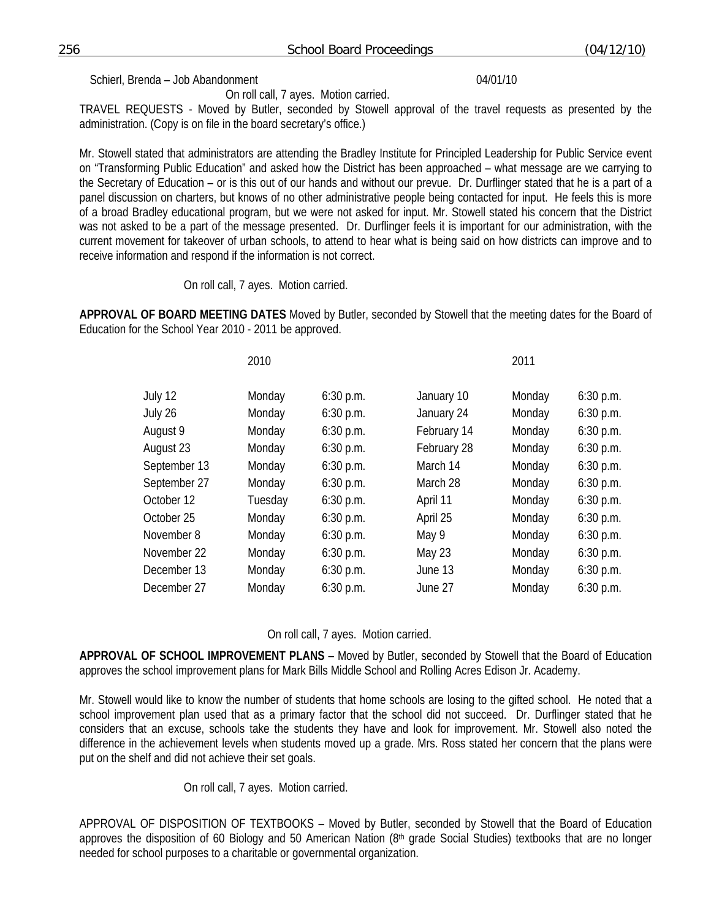Schierl, Brenda – Job Abandonment 04/01/10

On roll call, 7 ayes. Motion carried.

TRAVEL REQUESTS - Moved by Butler, seconded by Stowell approval of the travel requests as presented by the administration. (Copy is on file in the board secretary's office.)

Mr. Stowell stated that administrators are attending the Bradley Institute for Principled Leadership for Public Service event on "Transforming Public Education" and asked how the District has been approached – what message are we carrying to the Secretary of Education – or is this out of our hands and without our prevue. Dr. Durflinger stated that he is a part of a panel discussion on charters, but knows of no other administrative people being contacted for input. He feels this is more of a broad Bradley educational program, but we were not asked for input. Mr. Stowell stated his concern that the District was not asked to be a part of the message presented. Dr. Durflinger feels it is important for our administration, with the current movement for takeover of urban schools, to attend to hear what is being said on how districts can improve and to receive information and respond if the information is not correct.

On roll call, 7 ayes. Motion carried.

**APPROVAL OF BOARD MEETING DATES** Moved by Butler, seconded by Stowell that the meeting dates for the Board of Education for the School Year 2010 - 2011 be approved.

| 2010 | | | 2011 | | |
|---|---|---|---|---|---|
| July 12 | Monday | 6:30 p.m. | January 10 | Monday | 6:30 p.m. |
| July 26 | Monday | 6:30 p.m. | January 24 | Monday | 6:30 p.m. |
| August 9 | Monday | 6:30 p.m. | February 14 | Monday | 6:30 p.m. |
| August 23 | Monday | 6:30 p.m. | February 28 | Monday | 6:30 p.m. |
| September 13 | Monday | 6:30 p.m. | March 14 | Monday | 6:30 p.m. |
| September 27 | Monday | 6:30 p.m. | March 28 | Monday | 6:30 p.m. |
| October 12 | Tuesday | 6:30 p.m. | April 11 | Monday | 6:30 p.m. |
| October 25 | Monday | 6:30 p.m. | April 25 | Monday | 6:30 p.m. |
| November 8 | Monday | 6:30 p.m. | May 9 | Monday | 6:30 p.m. |
| November 22 | Monday | 6:30 p.m. | May 23 | Monday | 6:30 p.m. |
| December 13 | Monday | 6:30 p.m. | June 13 | Monday | 6:30 p.m. |
| December 27 | Monday | 6:30 p.m. | June 27 | Monday | 6:30 p.m. |

On roll call, 7 ayes. Motion carried.

**APPROVAL OF SCHOOL IMPROVEMENT PLANS** – Moved by Butler, seconded by Stowell that the Board of Education approves the school improvement plans for Mark Bills Middle School and Rolling Acres Edison Jr. Academy.

Mr. Stowell would like to know the number of students that home schools are losing to the gifted school. He noted that a school improvement plan used that as a primary factor that the school did not succeed. Dr. Durflinger stated that he considers that an excuse, schools take the students they have and look for improvement. Mr. Stowell also noted the difference in the achievement levels when students moved up a grade. Mrs. Ross stated her concern that the plans were put on the shelf and did not achieve their set goals.

On roll call, 7 ayes. Motion carried.

APPROVAL OF DISPOSITION OF TEXTBOOKS – Moved by Butler, seconded by Stowell that the Board of Education approves the disposition of 60 Biology and 50 American Nation (8th grade Social Studies) textbooks that are no longer needed for school purposes to a charitable or governmental organization.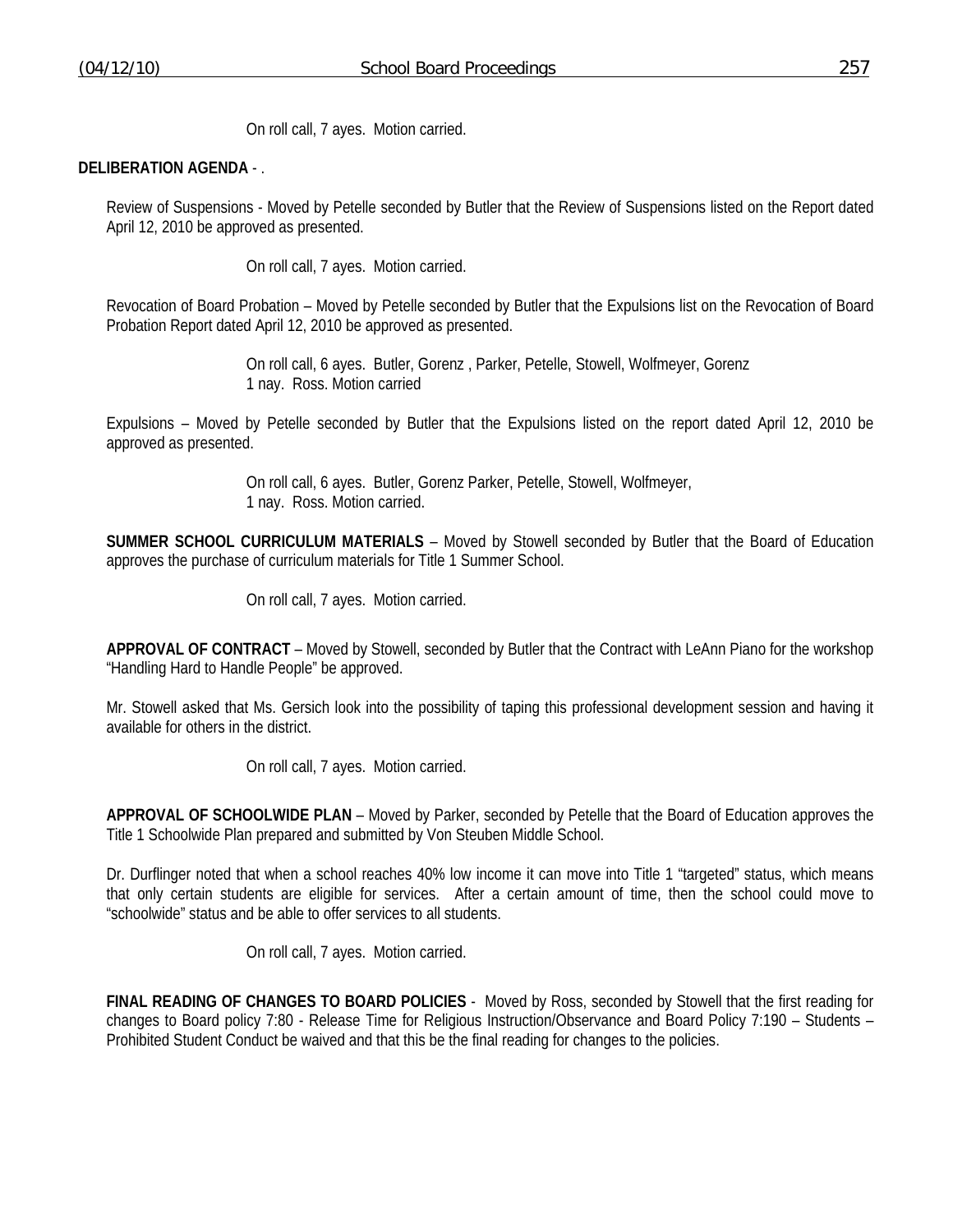On roll call, 7 ayes. Motion carried.

**DELIBERATION AGENDA** - .

Review of Suspensions - Moved by Petelle seconded by Butler that the Review of Suspensions listed on the Report dated April 12, 2010 be approved as presented.

On roll call, 7 ayes. Motion carried.

Revocation of Board Probation – Moved by Petelle seconded by Butler that the Expulsions list on the Revocation of Board Probation Report dated April 12, 2010 be approved as presented.

On roll call, 6 ayes. Butler, Gorenz , Parker, Petelle, Stowell, Wolfmeyer, Gorenz
1 nay. Ross. Motion carried

Expulsions – Moved by Petelle seconded by Butler that the Expulsions listed on the report dated April 12, 2010 be approved as presented.

On roll call, 6 ayes. Butler, Gorenz Parker, Petelle, Stowell, Wolfmeyer,
1 nay. Ross. Motion carried.

**SUMMER SCHOOL CURRICULUM MATERIALS** – Moved by Stowell seconded by Butler that the Board of Education approves the purchase of curriculum materials for Title 1 Summer School.

On roll call, 7 ayes. Motion carried.

**APPROVAL OF CONTRACT** – Moved by Stowell, seconded by Butler that the Contract with LeAnn Piano for the workshop "Handling Hard to Handle People" be approved.

Mr. Stowell asked that Ms. Gersich look into the possibility of taping this professional development session and having it available for others in the district.

On roll call, 7 ayes. Motion carried.

**APPROVAL OF SCHOOLWIDE PLAN** – Moved by Parker, seconded by Petelle that the Board of Education approves the Title 1 Schoolwide Plan prepared and submitted by Von Steuben Middle School.

Dr. Durflinger noted that when a school reaches 40% low income it can move into Title 1 "targeted" status, which means that only certain students are eligible for services. After a certain amount of time, then the school could move to "schoolwide" status and be able to offer services to all students.

On roll call, 7 ayes. Motion carried.

**FINAL READING OF CHANGES TO BOARD POLICIES** - Moved by Ross, seconded by Stowell that the first reading for changes to Board policy 7:80 - Release Time for Religious Instruction/Observance and Board Policy 7:190 – Students – Prohibited Student Conduct be waived and that this be the final reading for changes to the policies.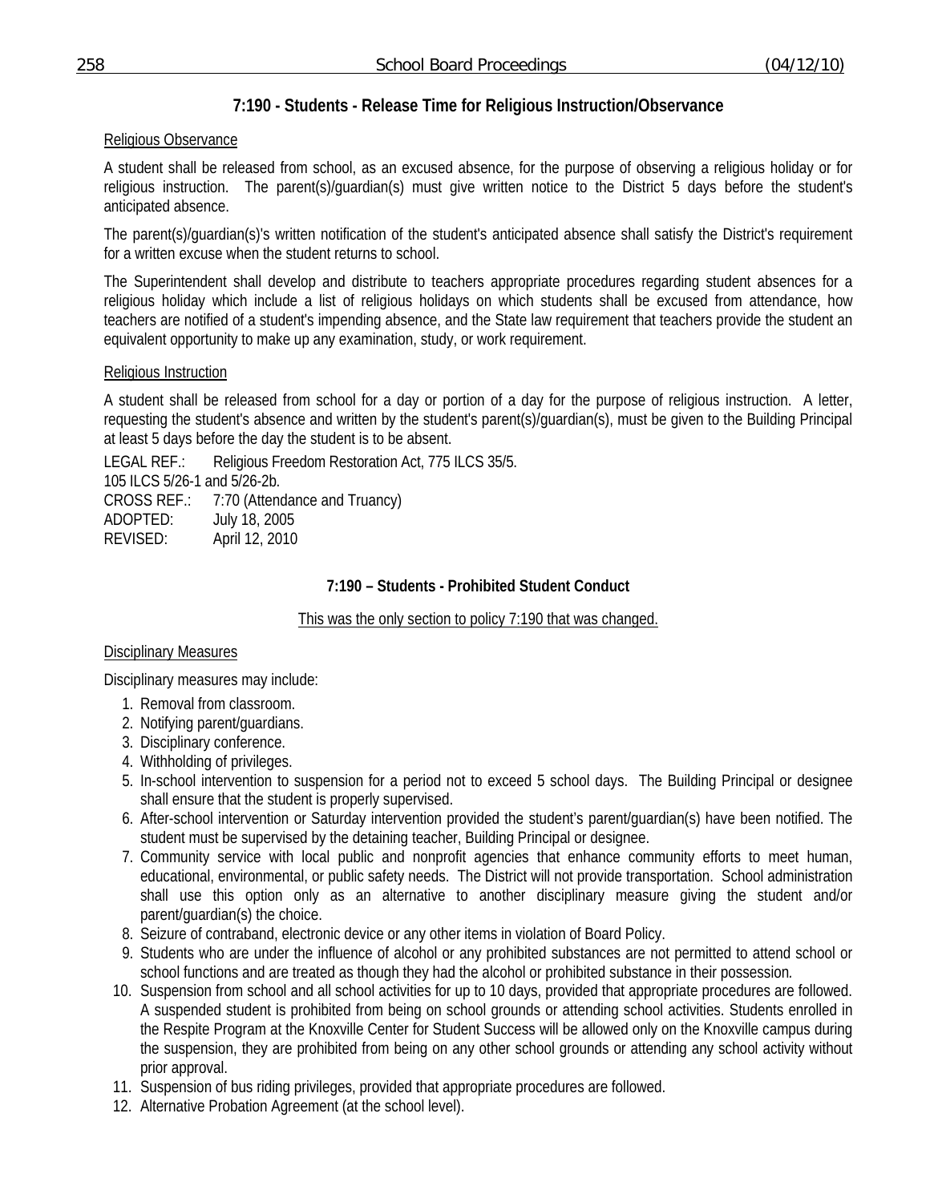### 7:190 - Students - Release Time for Religious Instruction/Observance

Religious Observance

A student shall be released from school, as an excused absence, for the purpose of observing a religious holiday or for religious instruction. The parent(s)/guardian(s) must give written notice to the District 5 days before the student's anticipated absence.

The parent(s)/guardian(s)'s written notification of the student's anticipated absence shall satisfy the District's requirement for a written excuse when the student returns to school.

The Superintendent shall develop and distribute to teachers appropriate procedures regarding student absences for a religious holiday which include a list of religious holidays on which students shall be excused from attendance, how teachers are notified of a student's impending absence, and the State law requirement that teachers provide the student an equivalent opportunity to make up any examination, study, or work requirement.

Religious Instruction

A student shall be released from school for a day or portion of a day for the purpose of religious instruction. A letter, requesting the student's absence and written by the student's parent(s)/guardian(s), must be given to the Building Principal at least 5 days before the day the student is to be absent.

LEGAL REF.: Religious Freedom Restoration Act, 775 ILCS 35/5.
105 ILCS 5/26-1 and 5/26-2b.
CROSS REF.: 7:70 (Attendance and Truancy)
ADOPTED: July 18, 2005
REVISED: April 12, 2010

### 7:190 – Students - Prohibited Student Conduct

This was the only section to policy 7:190 that was changed.

Disciplinary Measures

Disciplinary measures may include:

1. Removal from classroom.
2. Notifying parent/guardians.
3. Disciplinary conference.
4. Withholding of privileges.
5. In-school intervention to suspension for a period not to exceed 5 school days. The Building Principal or designee shall ensure that the student is properly supervised.
6. After-school intervention or Saturday intervention provided the student's parent/guardian(s) have been notified. The student must be supervised by the detaining teacher, Building Principal or designee.
7. Community service with local public and nonprofit agencies that enhance community efforts to meet human, educational, environmental, or public safety needs. The District will not provide transportation. School administration shall use this option only as an alternative to another disciplinary measure giving the student and/or parent/guardian(s) the choice.
8. Seizure of contraband, electronic device or any other items in violation of Board Policy.
9. Students who are under the influence of alcohol or any prohibited substances are not permitted to attend school or school functions and are treated as though they had the alcohol or prohibited substance in their possession.
10. Suspension from school and all school activities for up to 10 days, provided that appropriate procedures are followed. A suspended student is prohibited from being on school grounds or attending school activities. Students enrolled in the Respite Program at the Knoxville Center for Student Success will be allowed only on the Knoxville campus during the suspension, they are prohibited from being on any other school grounds or attending any school activity without prior approval.
11. Suspension of bus riding privileges, provided that appropriate procedures are followed.
12. Alternative Probation Agreement (at the school level).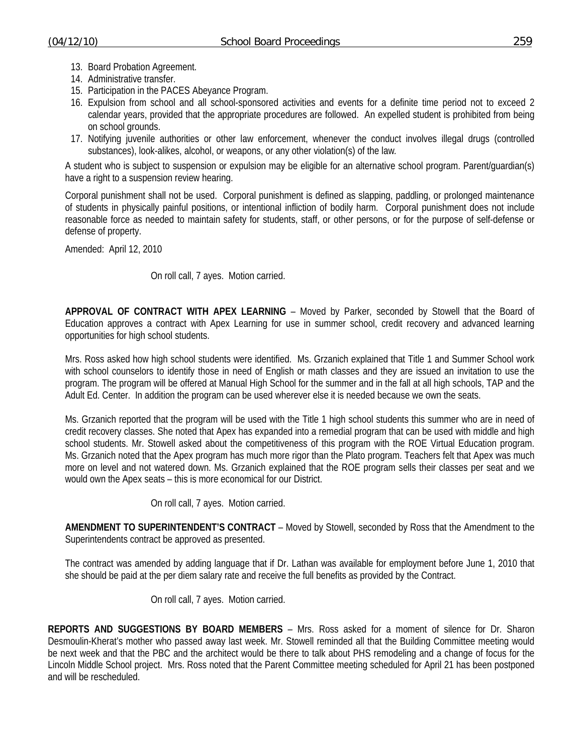13. Board Probation Agreement.
14. Administrative transfer.
15. Participation in the PACES Abeyance Program.
16. Expulsion from school and all school-sponsored activities and events for a definite time period not to exceed 2 calendar years, provided that the appropriate procedures are followed. An expelled student is prohibited from being on school grounds.
17. Notifying juvenile authorities or other law enforcement, whenever the conduct involves illegal drugs (controlled substances), look-alikes, alcohol, or weapons, or any other violation(s) of the law.

A student who is subject to suspension or expulsion may be eligible for an alternative school program. Parent/guardian(s) have a right to a suspension review hearing.

Corporal punishment shall not be used. Corporal punishment is defined as slapping, paddling, or prolonged maintenance of students in physically painful positions, or intentional infliction of bodily harm. Corporal punishment does not include reasonable force as needed to maintain safety for students, staff, or other persons, or for the purpose of self-defense or defense of property.

Amended: April 12, 2010

On roll call, 7 ayes. Motion carried.

**APPROVAL OF CONTRACT WITH APEX LEARNING** – Moved by Parker, seconded by Stowell that the Board of Education approves a contract with Apex Learning for use in summer school, credit recovery and advanced learning opportunities for high school students.

Mrs. Ross asked how high school students were identified. Ms. Grzanich explained that Title 1 and Summer School work with school counselors to identify those in need of English or math classes and they are issued an invitation to use the program. The program will be offered at Manual High School for the summer and in the fall at all high schools, TAP and the Adult Ed. Center. In addition the program can be used wherever else it is needed because we own the seats.

Ms. Grzanich reported that the program will be used with the Title 1 high school students this summer who are in need of credit recovery classes. She noted that Apex has expanded into a remedial program that can be used with middle and high school students. Mr. Stowell asked about the competitiveness of this program with the ROE Virtual Education program. Ms. Grzanich noted that the Apex program has much more rigor than the Plato program. Teachers felt that Apex was much more on level and not watered down. Ms. Grzanich explained that the ROE program sells their classes per seat and we would own the Apex seats – this is more economical for our District.

On roll call, 7 ayes. Motion carried.

**AMENDMENT TO SUPERINTENDENT'S CONTRACT** – Moved by Stowell, seconded by Ross that the Amendment to the Superintendents contract be approved as presented.

The contract was amended by adding language that if Dr. Lathan was available for employment before June 1, 2010 that she should be paid at the per diem salary rate and receive the full benefits as provided by the Contract.

On roll call, 7 ayes. Motion carried.

**REPORTS AND SUGGESTIONS BY BOARD MEMBERS** – Mrs. Ross asked for a moment of silence for Dr. Sharon Desmoulin-Kherat's mother who passed away last week. Mr. Stowell reminded all that the Building Committee meeting would be next week and that the PBC and the architect would be there to talk about PHS remodeling and a change of focus for the Lincoln Middle School project. Mrs. Ross noted that the Parent Committee meeting scheduled for April 21 has been postponed and will be rescheduled.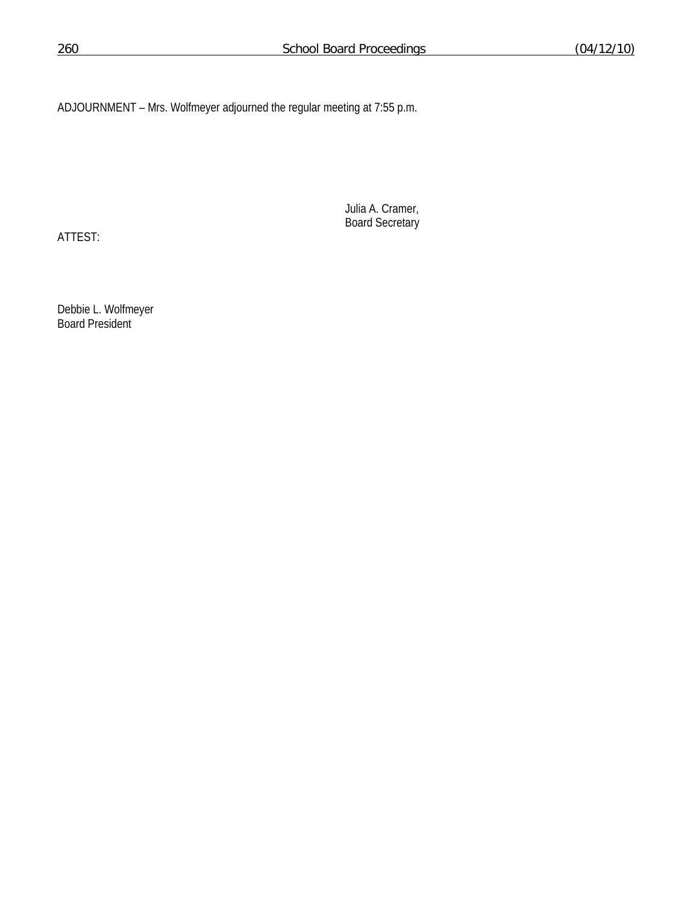ADJOURNMENT – Mrs. Wolfmeyer adjourned the regular meeting at 7:55 p.m.

Julia A. Cramer,
Board Secretary

ATTEST:

Debbie L. Wolfmeyer
Board President